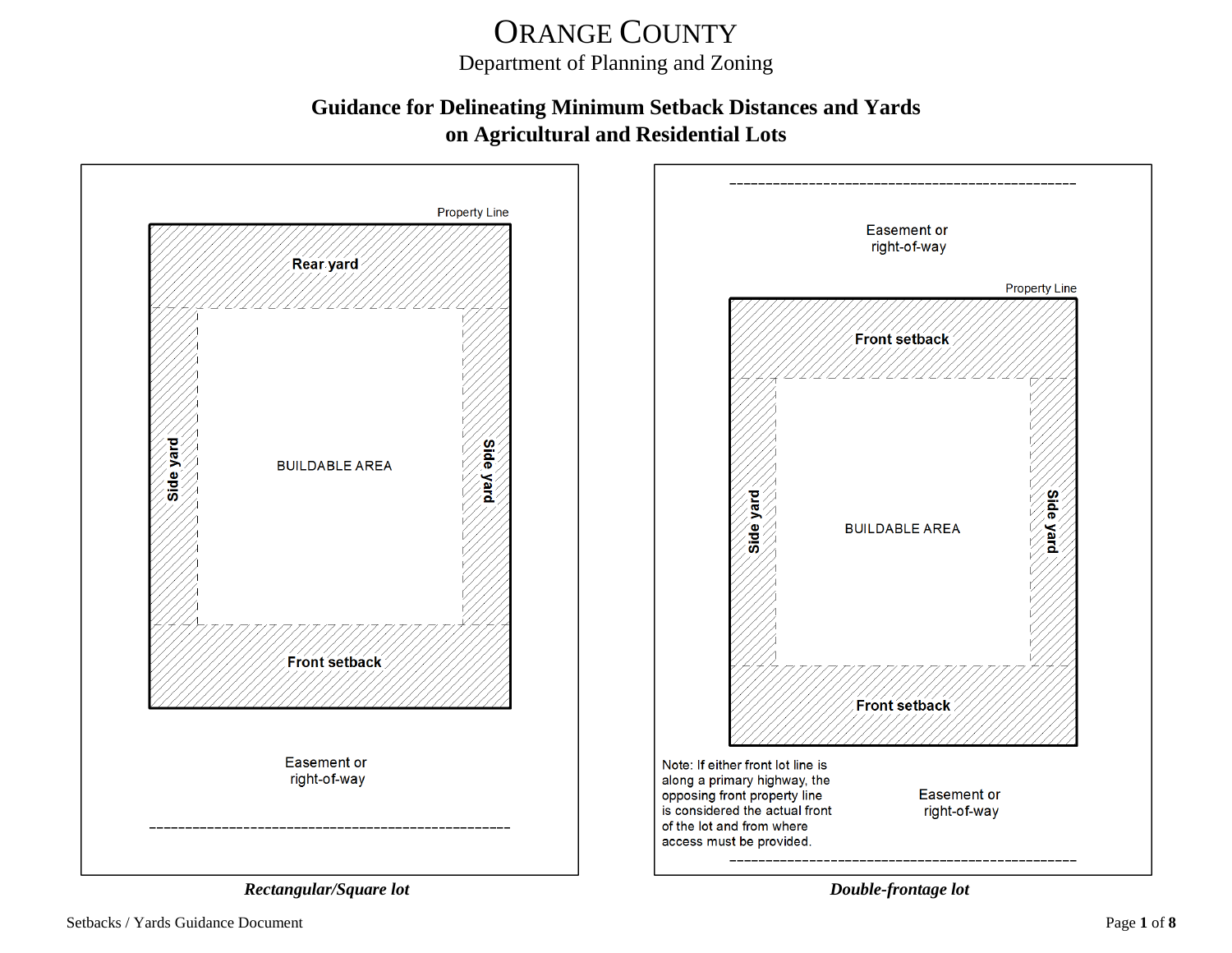# ORANGE COUNTY

Department of Planning and Zoning

## Guidance for Delineating Minimum Setback Distances and Yards on Agricultural and Residential Lots

Property Line

Rear yard

Side yard

BUILDABLE AREA

Side yard

Front setback

Easement or right-of-way

***Rectangular/Square lot***

Easement or right-of-way

Property Line

Front setback

Side yard

BUILDABLE AREA

Side yard

Front setback

Note: If either front lot line is along a primary highway, the opposing front property line is considered the actual front of the lot and from where access must be provided.

Easement or right-of-way

***Double-frontage lot***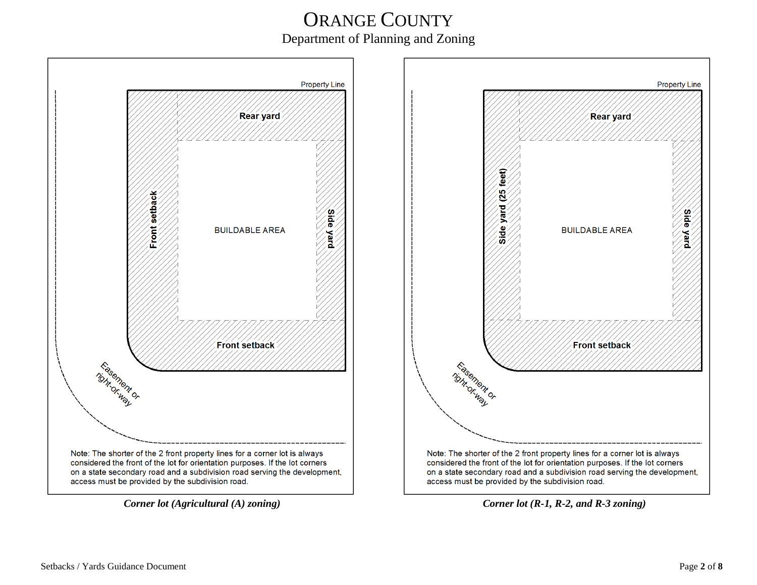# ORANGE COUNTY

Department of Planning and Zoning

Property Line

Rear yard

Front setback

BUILDABLE AREA

Side yard

Front setback

Easement or right-of-way

Note: The shorter of the 2 front property lines for a corner lot is always considered the front of the lot for orientation purposes. If the lot corners on a state secondary road and a subdivision road serving the development, access must be provided by the subdivision road.

*Corner lot (Agricultural (A) zoning)*

Property Line

Rear yard

Side yard (25 feet)

BUILDABLE AREA

Side yard

Front setback

Easement or right-of-way

Note: The shorter of the 2 front property lines for a corner lot is always considered the front of the lot for orientation purposes. If the lot corners on a state secondary road and a subdivision road serving the development, access must be provided by the subdivision road.

*Corner lot (R-1, R-2, and R-3 zoning)*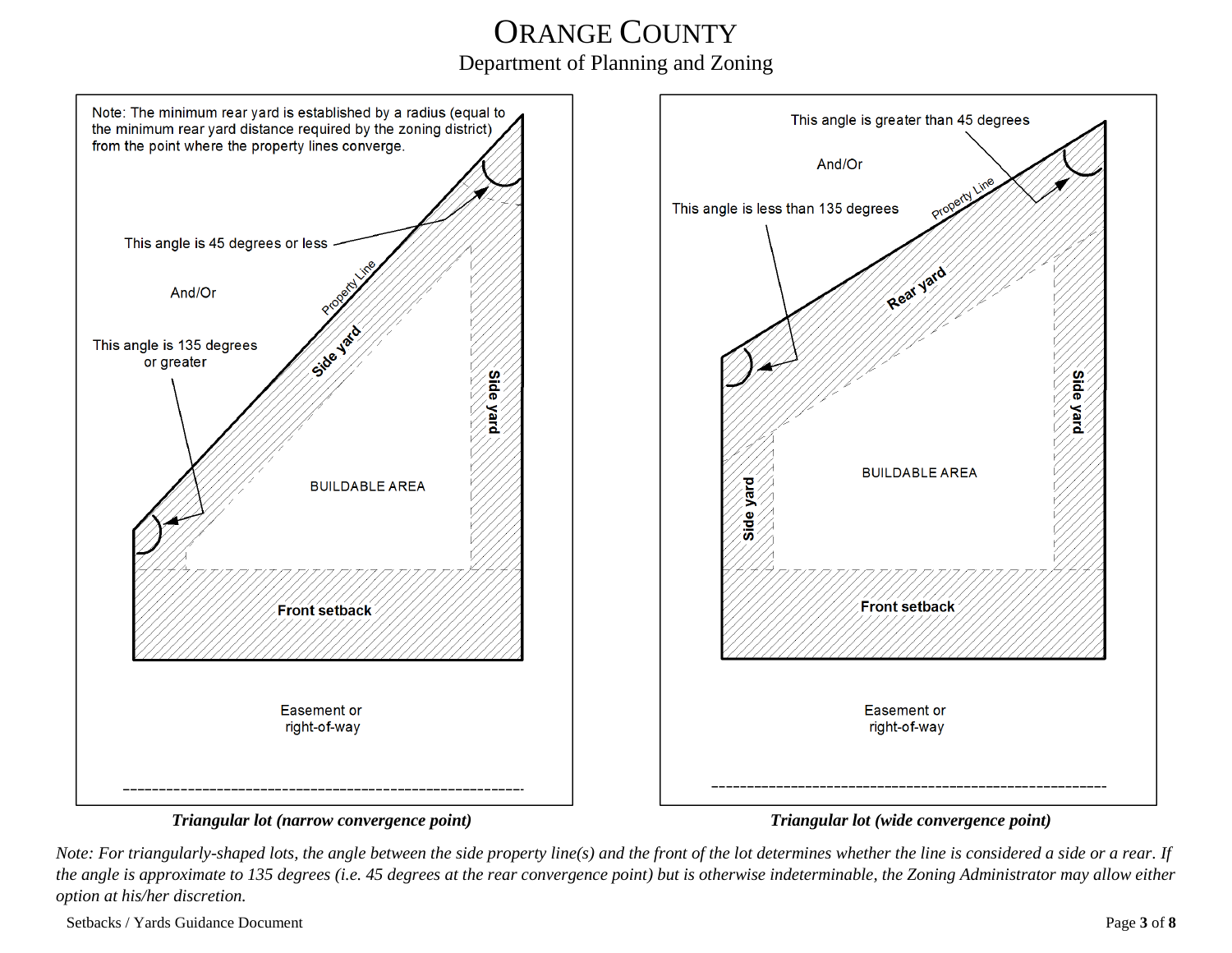# ORANGE COUNTY

Department of Planning and Zoning

Note: The minimum rear yard is established by a radius (equal to the minimum rear yard distance required by the zoning district) from the point where the property lines converge.

This angle is 45 degrees or less

And/Or

This angle is 135 degrees or greater

Property Line

Side yard

Side yard

BUILDABLE AREA

Front setback

Easement or right-of-way

*Triangular lot (narrow convergence point)*

This angle is greater than 45 degrees

And/Or

This angle is less than 135 degrees

Property Line

Rear yard

Side yard

Side yard

BUILDABLE AREA

Front setback

Easement or right-of-way

*Triangular lot (wide convergence point)*

*Note: For triangularly-shaped lots, the angle between the side property line(s) and the front of the lot determines whether the line is considered a side or a rear. If the angle is approximate to 135 degrees (i.e. 45 degrees at the rear convergence point) but is otherwise indeterminable, the Zoning Administrator may allow either option at his/her discretion.*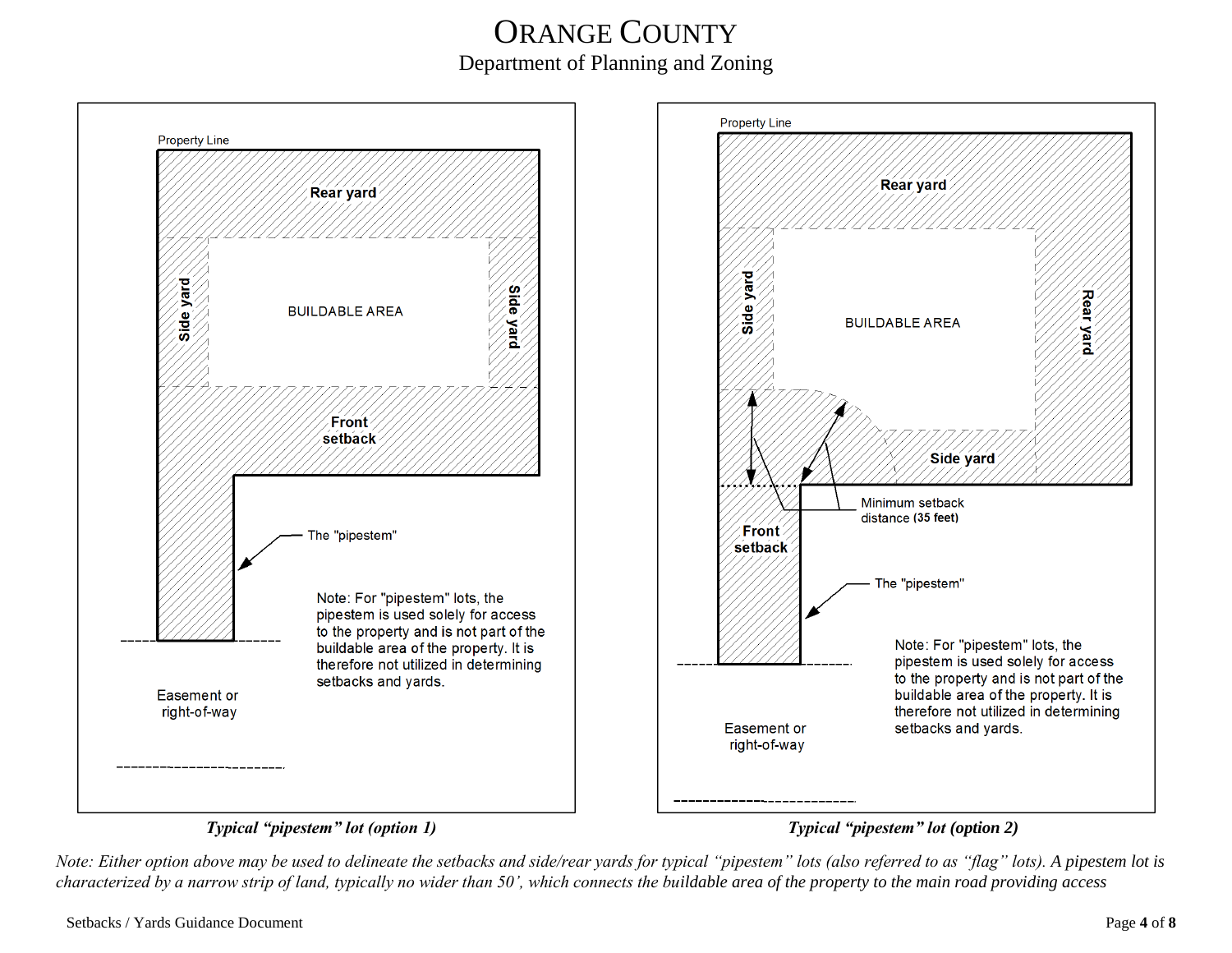# ORANGE COUNTY

Department of Planning and Zoning

Property Line

Rear yard

Side yard

BUILDABLE AREA

Side yard

Front setback

The "pipestem"

Note: For "pipestem" lots, the pipestem is used solely for access to the property and is not part of the buildable area of the property. It is therefore not utilized in determining setbacks and yards.

Easement or right-of-way

*Typical "pipestem" lot (option 1)*

Property Line

Rear yard

Side yard

BUILDABLE AREA

Rear yard

Side yard

Front setback

Minimum setback distance **(35 feet)**

The "pipestem"

Note: For "pipestem" lots, the pipestem is used solely for access to the property and is not part of the buildable area of the property. It is therefore not utilized in determining setbacks and yards.

Easement or right-of-way

*Typical "pipestem" lot (option 2)*

*Note: Either option above may be used to delineate the setbacks and side/rear yards for typical "pipestem" lots (also referred to as "flag" lots). A pipestem lot is characterized by a narrow strip of land, typically no wider than 50', which connects the buildable area of the property to the main road providing access*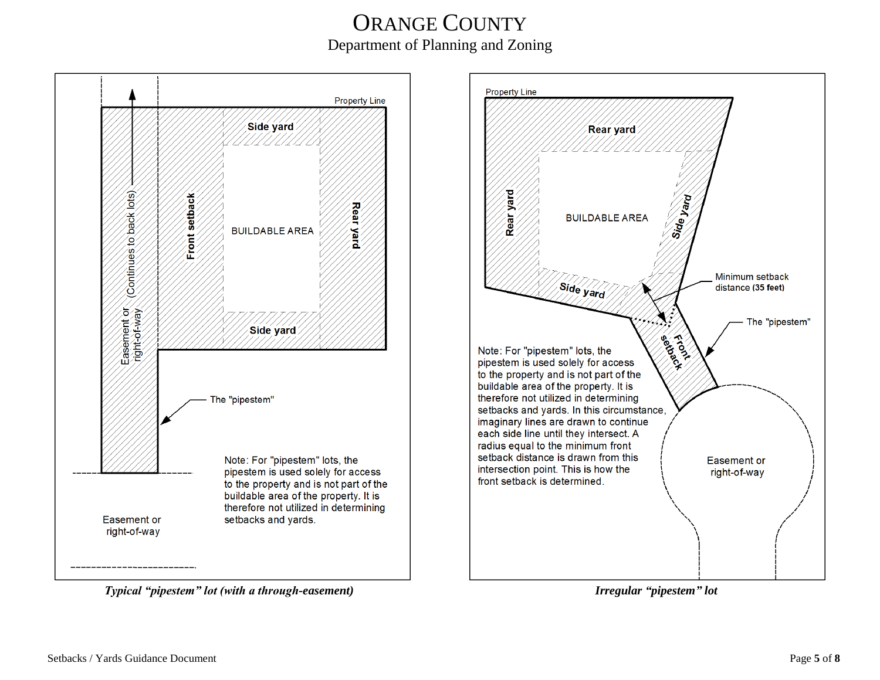# ORANGE COUNTY

Department of Planning and Zoning

Property Line

Side yard

Front setback

BUILDABLE AREA

Rear yard

Side yard

Easement or right-of-way (Continues to back lots)

The "pipestem"

Note: For "pipestem" lots, the pipestem is used solely for access to the property and is not part of the buildable area of the property. It is therefore not utilized in determining setbacks and yards.

Easement or right-of-way

*Typical "pipestem" lot (with a through-easement)*

Property Line

Rear yard

Rear yard

BUILDABLE AREA

Side yard

Side yard

Minimum setback distance **(35 feet)**

The "pipestem"

Front setback

Note: For "pipestem" lots, the pipestem is used solely for access to the property and is not part of the buildable area of the property. It is therefore not utilized in determining setbacks and yards. In this circumstance, imaginary lines are drawn to continue each side line until they intersect. A radius equal to the minimum front setback distance is drawn from this intersection point. This is how the front setback is determined.

Easement or right-of-way

*Irregular "pipestem" lot*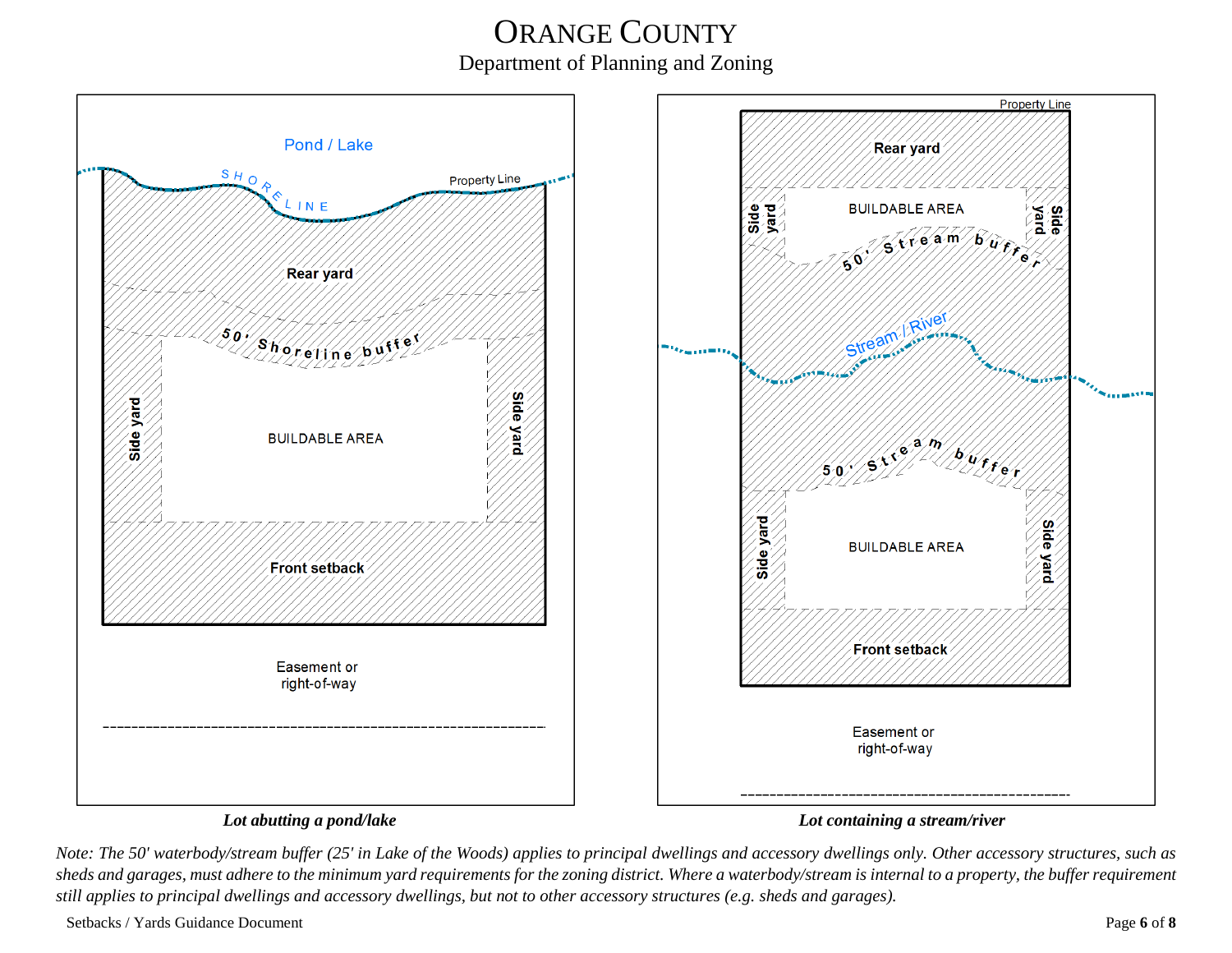# ORANGE COUNTY

Department of Planning and Zoning

Pond / Lake

SHORELINE

Property Line

Rear yard

50' Shoreline buffer

Side yard

BUILDABLE AREA

Side yard

Front setback

Easement or right-of-way

***Lot abutting a pond/lake***

Property Line

Rear yard

Side yard

BUILDABLE AREA

Side yard

50' Stream buffer

Stream / River

50' Stream buffer

Side yard

BUILDABLE AREA

Side yard

Front setback

Easement or right-of-way

***Lot containing a stream/river***

*Note: The 50' waterbody/stream buffer (25' in Lake of the Woods) applies to principal dwellings and accessory dwellings only. Other accessory structures, such as sheds and garages, must adhere to the minimum yard requirements for the zoning district. Where a waterbody/stream is internal to a property, the buffer requirement still applies to principal dwellings and accessory dwellings, but not to other accessory structures (e.g. sheds and garages).*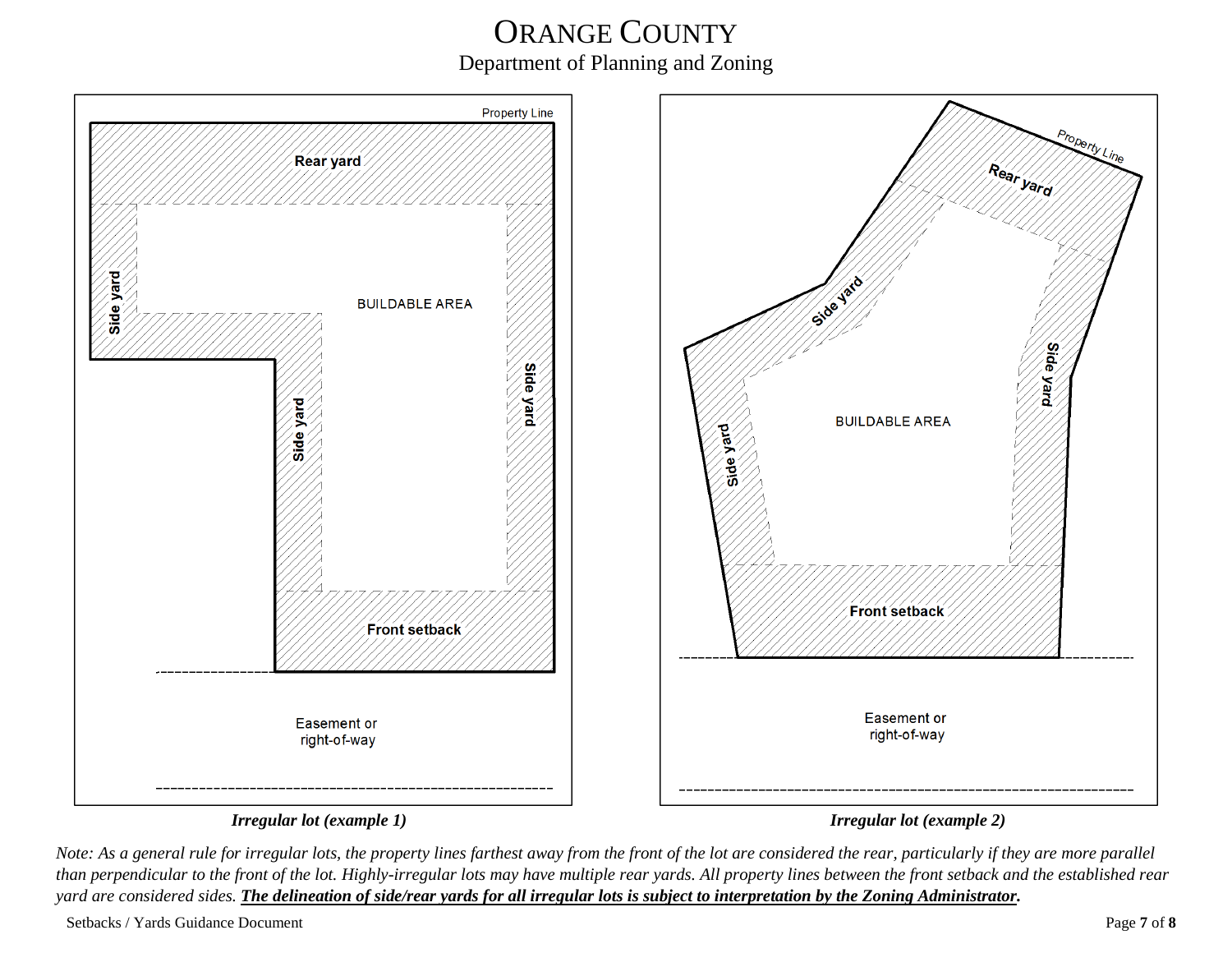# ORANGE COUNTY

## Department of Planning and Zoning

Property Line

Rear yard

Side yard

BUILDABLE AREA

Side yard

Side yard

Front setback

Easement or right-of-way

*Irregular lot (example 1)*

Property Line

Rear yard

Side yard

BUILDABLE AREA

Side yard

Side yard

Front setback

Easement or right-of-way

*Irregular lot (example 2)*

*Note: As a general rule for irregular lots, the property lines farthest away from the front of the lot are considered the rear, particularly if they are more parallel than perpendicular to the front of the lot. Highly-irregular lots may have multiple rear yards. All property lines between the front setback and the established rear yard are considered sides.* ***The delineation of side/rear yards for all irregular lots is subject to interpretation by the Zoning Administrator.***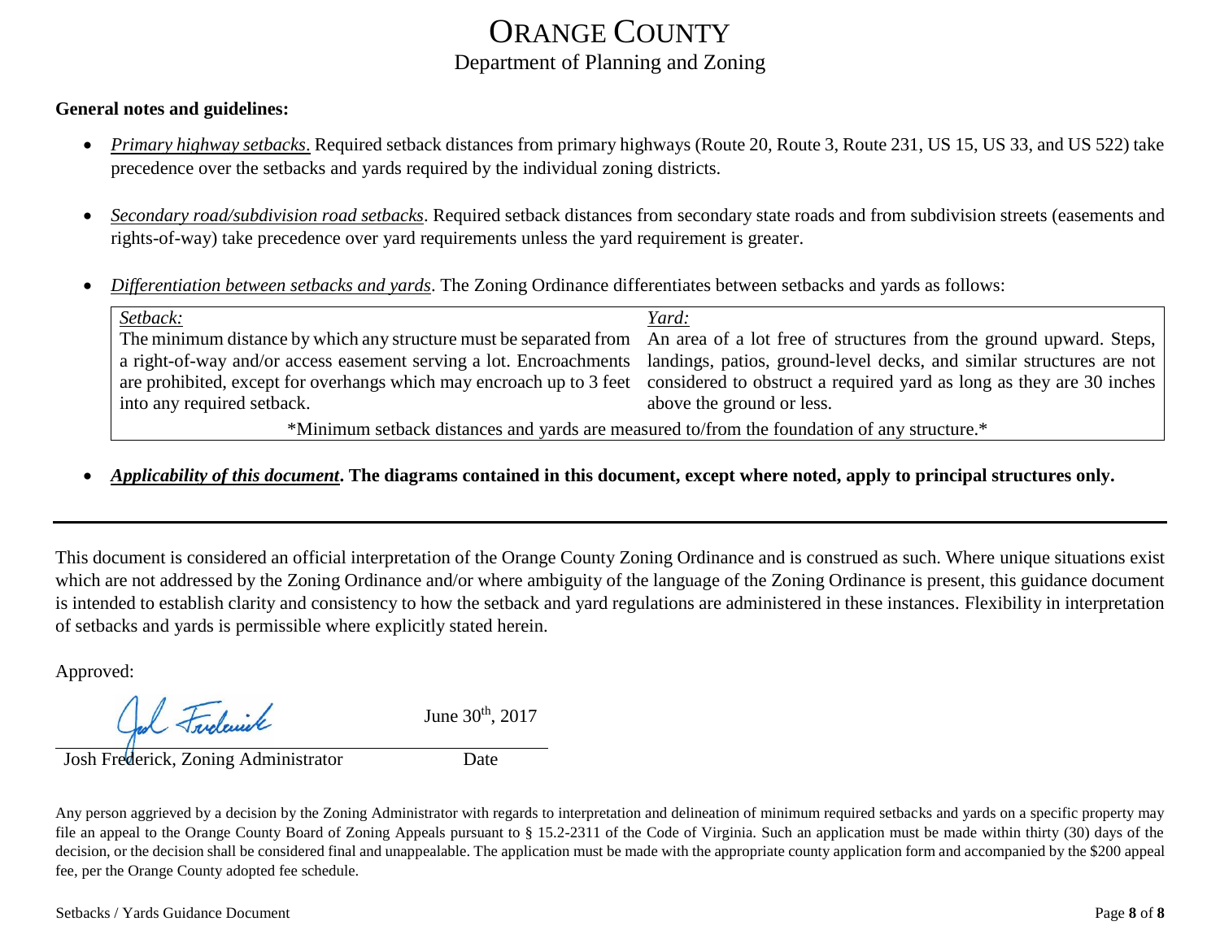# ORANGE COUNTY
## Department of Planning and Zoning

**General notes and guidelines:**

- *Primary highway setbacks.* Required setback distances from primary highways (Route 20, Route 3, Route 231, US 15, US 33, and US 522) take precedence over the setbacks and yards required by the individual zoning districts.

- *Secondary road/subdivision road setbacks*. Required setback distances from secondary state roads and from subdivision streets (easements and rights-of-way) take precedence over yard requirements unless the yard requirement is greater.

- *Differentiation between setbacks and yards*. The Zoning Ordinance differentiates between setbacks and yards as follows:

| | |
|---|---|
| *Setback:* The minimum distance by which any structure must be separated from a right-of-way and/or access easement serving a lot. Encroachments are prohibited, except for overhangs which may encroach up to 3 feet into any required setback. | *Yard:* An area of a lot free of structures from the ground upward. Steps, landings, patios, ground-level decks, and similar structures are not considered to obstruct a required yard as long as they are 30 inches above the ground or less. |
| *Minimum setback distances and yards are measured to/from the foundation of any structure.* | |

- ***Applicability of this document*. The diagrams contained in this document, except where noted, apply to principal structures only.**

---

This document is considered an official interpretation of the Orange County Zoning Ordinance and is construed as such. Where unique situations exist which are not addressed by the Zoning Ordinance and/or where ambiguity of the language of the Zoning Ordinance is present, this guidance document is intended to establish clarity and consistency to how the setback and yard regulations are administered in these instances. Flexibility in interpretation of setbacks and yards is permissible where explicitly stated herein.

Approved:

[Signature] June 30th, 2017

Josh Frederick, Zoning Administrator — Date

Any person aggrieved by a decision by the Zoning Administrator with regards to interpretation and delineation of minimum required setbacks and yards on a specific property may file an appeal to the Orange County Board of Zoning Appeals pursuant to § 15.2-2311 of the Code of Virginia. Such an application must be made within thirty (30) days of the decision, or the decision shall be considered final and unappealable. The application must be made with the appropriate county application form and accompanied by the $200 appeal fee, per the Orange County adopted fee schedule.